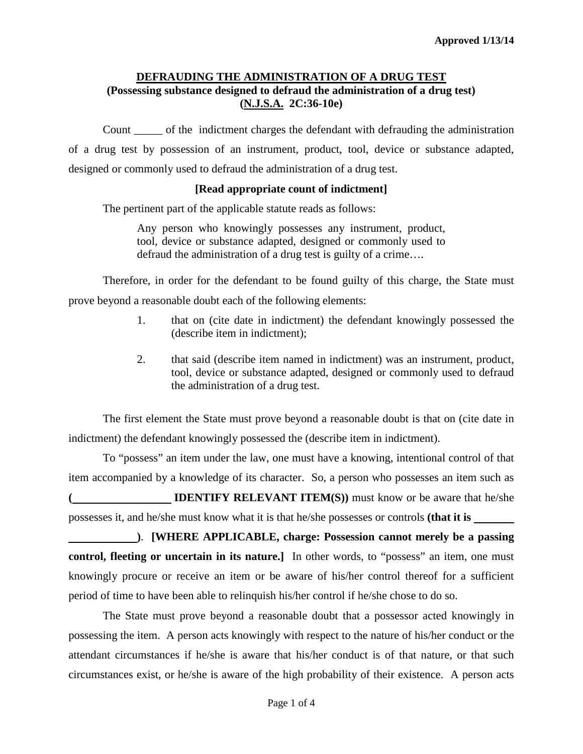Approved 1/13/14

## DEFRAUDING THE ADMINISTRATION OF A DRUG TEST
**(Possessing substance designed to defraud the administration of a drug test)**
**(N.J.S.A. 2C:36-10e)**

Count _____ of the indictment charges the defendant with defrauding the administration of a drug test by possession of an instrument, product, tool, device or substance adapted, designed or commonly used to defraud the administration of a drug test.

**[Read appropriate count of indictment]**

The pertinent part of the applicable statute reads as follows:

> Any person who knowingly possesses any instrument, product, tool, device or substance adapted, designed or commonly used to defraud the administration of a drug test is guilty of a crime….

Therefore, in order for the defendant to be found guilty of this charge, the State must prove beyond a reasonable doubt each of the following elements:

1. that on (cite date in indictment) the defendant knowingly possessed the (describe item in indictment);
2. that said (describe item named in indictment) was an instrument, product, tool, device or substance adapted, designed or commonly used to defraud the administration of a drug test.

The first element the State must prove beyond a reasonable doubt is that on (cite date in indictment) the defendant knowingly possessed the (describe item in indictment).

To "possess" an item under the law, one must have a knowing, intentional control of that item accompanied by a knowledge of its character. So, a person who possesses an item such as **(_________________ IDENTIFY RELEVANT ITEM(S))** must know or be aware that he/she possesses it, and he/she must know what it is that he/she possesses or controls **(that it is ___________________)**. **[WHERE APPLICABLE, charge: Possession cannot merely be a passing control, fleeting or uncertain in its nature.]** In other words, to "possess" an item, one must knowingly procure or receive an item or be aware of his/her control thereof for a sufficient period of time to have been able to relinquish his/her control if he/she chose to do so.

The State must prove beyond a reasonable doubt that a possessor acted knowingly in possessing the item. A person acts knowingly with respect to the nature of his/her conduct or the attendant circumstances if he/she is aware that his/her conduct is of that nature, or that such circumstances exist, or he/she is aware of the high probability of their existence. A person acts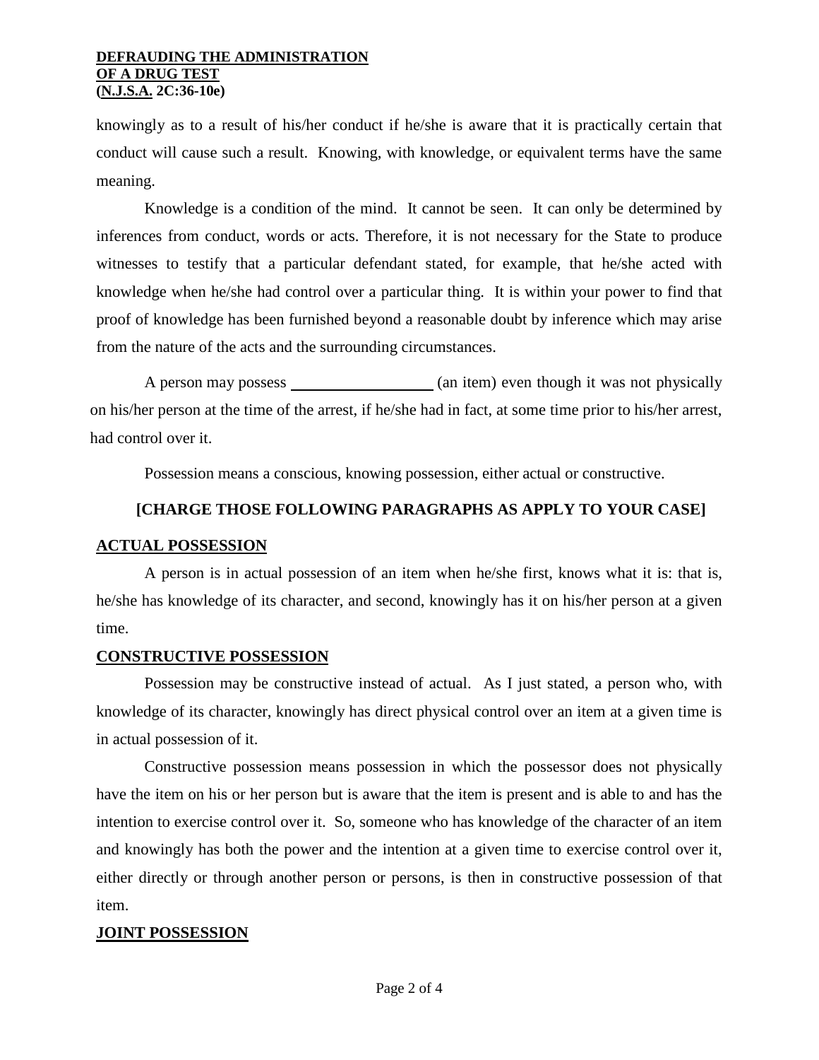knowingly as to a result of his/her conduct if he/she is aware that it is practically certain that conduct will cause such a result. Knowing, with knowledge, or equivalent terms have the same meaning.

Knowledge is a condition of the mind. It cannot be seen. It can only be determined by inferences from conduct, words or acts. Therefore, it is not necessary for the State to produce witnesses to testify that a particular defendant stated, for example, that he/she acted with knowledge when he/she had control over a particular thing. It is within your power to find that proof of knowledge has been furnished beyond a reasonable doubt by inference which may arise from the nature of the acts and the surrounding circumstances.

A person may possess __________________ (an item) even though it was not physically on his/her person at the time of the arrest, if he/she had in fact, at some time prior to his/her arrest, had control over it.

Possession means a conscious, knowing possession, either actual or constructive.

**[CHARGE THOSE FOLLOWING PARAGRAPHS AS APPLY TO YOUR CASE]**

**ACTUAL POSSESSION**

A person is in actual possession of an item when he/she first, knows what it is: that is, he/she has knowledge of its character, and second, knowingly has it on his/her person at a given time.

**CONSTRUCTIVE POSSESSION**

Possession may be constructive instead of actual. As I just stated, a person who, with knowledge of its character, knowingly has direct physical control over an item at a given time is in actual possession of it.

Constructive possession means possession in which the possessor does not physically have the item on his or her person but is aware that the item is present and is able to and has the intention to exercise control over it. So, someone who has knowledge of the character of an item and knowingly has both the power and the intention at a given time to exercise control over it, either directly or through another person or persons, is then in constructive possession of that item.

**JOINT POSSESSION**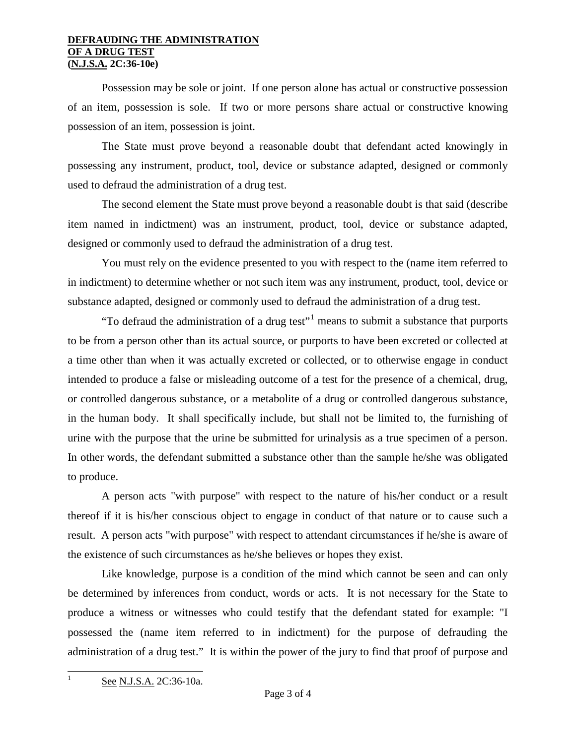**DEFRADUING THE ADMINISTRATION**
**OF A DRUG TEST**
**(N.J.S.A. 2C:36-10e)**

Possession may be sole or joint. If one person alone has actual or constructive possession of an item, possession is sole. If two or more persons share actual or constructive knowing possession of an item, possession is joint.

The State must prove beyond a reasonable doubt that defendant acted knowingly in possessing any instrument, product, tool, device or substance adapted, designed or commonly used to defraud the administration of a drug test.

The second element the State must prove beyond a reasonable doubt is that said (describe item named in indictment) was an instrument, product, tool, device or substance adapted, designed or commonly used to defraud the administration of a drug test.

You must rely on the evidence presented to you with respect to the (name item referred to in indictment) to determine whether or not such item was any instrument, product, tool, device or substance adapted, designed or commonly used to defraud the administration of a drug test.

"To defraud the administration of a drug test"[1] means to submit a substance that purports to be from a person other than its actual source, or purports to have been excreted or collected at a time other than when it was actually excreted or collected, or to otherwise engage in conduct intended to produce a false or misleading outcome of a test for the presence of a chemical, drug, or controlled dangerous substance, or a metabolite of a drug or controlled dangerous substance, in the human body. It shall specifically include, but shall not be limited to, the furnishing of urine with the purpose that the urine be submitted for urinalysis as a true specimen of a person. In other words, the defendant submitted a substance other than the sample he/she was obligated to produce.

A person acts "with purpose" with respect to the nature of his/her conduct or a result thereof if it is his/her conscious object to engage in conduct of that nature or to cause such a result. A person acts "with purpose" with respect to attendant circumstances if he/she is aware of the existence of such circumstances as he/she believes or hopes they exist.

Like knowledge, purpose is a condition of the mind which cannot be seen and can only be determined by inferences from conduct, words or acts. It is not necessary for the State to produce a witness or witnesses who could testify that the defendant stated for example: "I possessed the (name item referred to in indictment) for the purpose of defrauding the administration of a drug test." It is within the power of the jury to find that proof of purpose and

[1] See N.J.S.A. 2C:36-10a.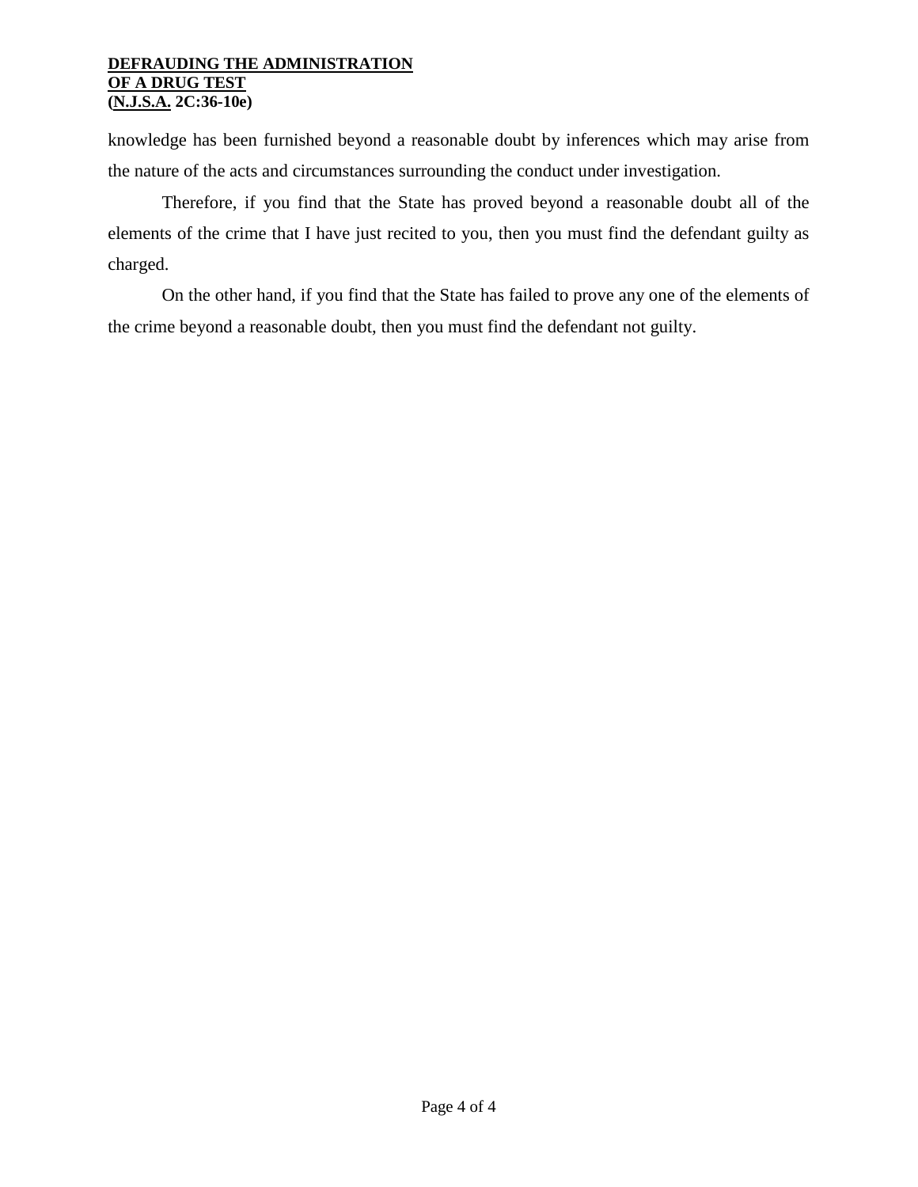knowledge has been furnished beyond a reasonable doubt by inferences which may arise from the nature of the acts and circumstances surrounding the conduct under investigation.

Therefore, if you find that the State has proved beyond a reasonable doubt all of the elements of the crime that I have just recited to you, then you must find the defendant guilty as charged.

On the other hand, if you find that the State has failed to prove any one of the elements of the crime beyond a reasonable doubt, then you must find the defendant not guilty.